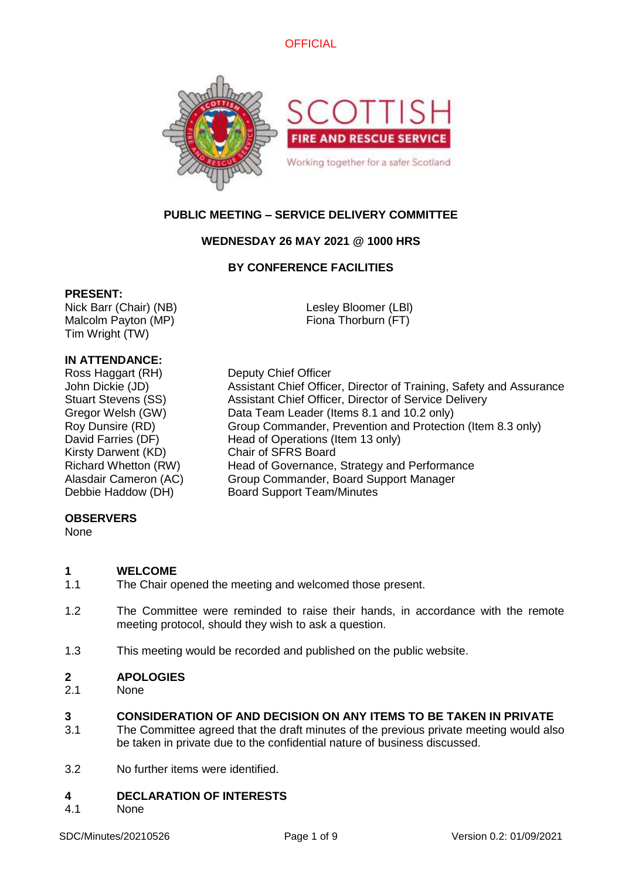OFFICIAL

SCOTTISH
FIRE AND RESCUE SERVICE
Working together for a safer Scotland

**PUBLIC MEETING – SERVICE DELIVERY COMMITTEE**

**WEDNESDAY 26 MAY 2021 @ 1000 HRS**

**BY CONFERENCE FACILITIES**

**PRESENT:**

Nick Barr (Chair) (NB)
Malcolm Payton (MP)
Tim Wright (TW)
Lesley Bloomer (LBl)
Fiona Thorburn (FT)

**IN ATTENDANCE:**

| | |
|---|---|
| Ross Haggart (RH) | Deputy Chief Officer |
| John Dickie (JD) | Assistant Chief Officer, Director of Training, Safety and Assurance |
| Stuart Stevens (SS) | Assistant Chief Officer, Director of Service Delivery |
| Gregor Welsh (GW) | Data Team Leader (Items 8.1 and 10.2 only) |
| Roy Dunsire (RD) | Group Commander, Prevention and Protection (Item 8.3 only) |
| David Farries (DF) | Head of Operations (Item 13 only) |
| Kirsty Darwent (KD) | Chair of SFRS Board |
| Richard Whetton (RW) | Head of Governance, Strategy and Performance |
| Alasdair Cameron (AC) | Group Commander, Board Support Manager |
| Debbie Haddow (DH) | Board Support Team/Minutes |

**OBSERVERS**

None

## 1 WELCOME

1.1 The Chair opened the meeting and welcomed those present.

1.2 The Committee were reminded to raise their hands, in accordance with the remote meeting protocol, should they wish to ask a question.

1.3 This meeting would be recorded and published on the public website.

## 2 APOLOGIES

2.1 None

## 3 CONSIDERATION OF AND DECISION ON ANY ITEMS TO BE TAKEN IN PRIVATE

3.1 The Committee agreed that the draft minutes of the previous private meeting would also be taken in private due to the confidential nature of business discussed.

3.2 No further items were identified.

## 4 DECLARATION OF INTERESTS

4.1 None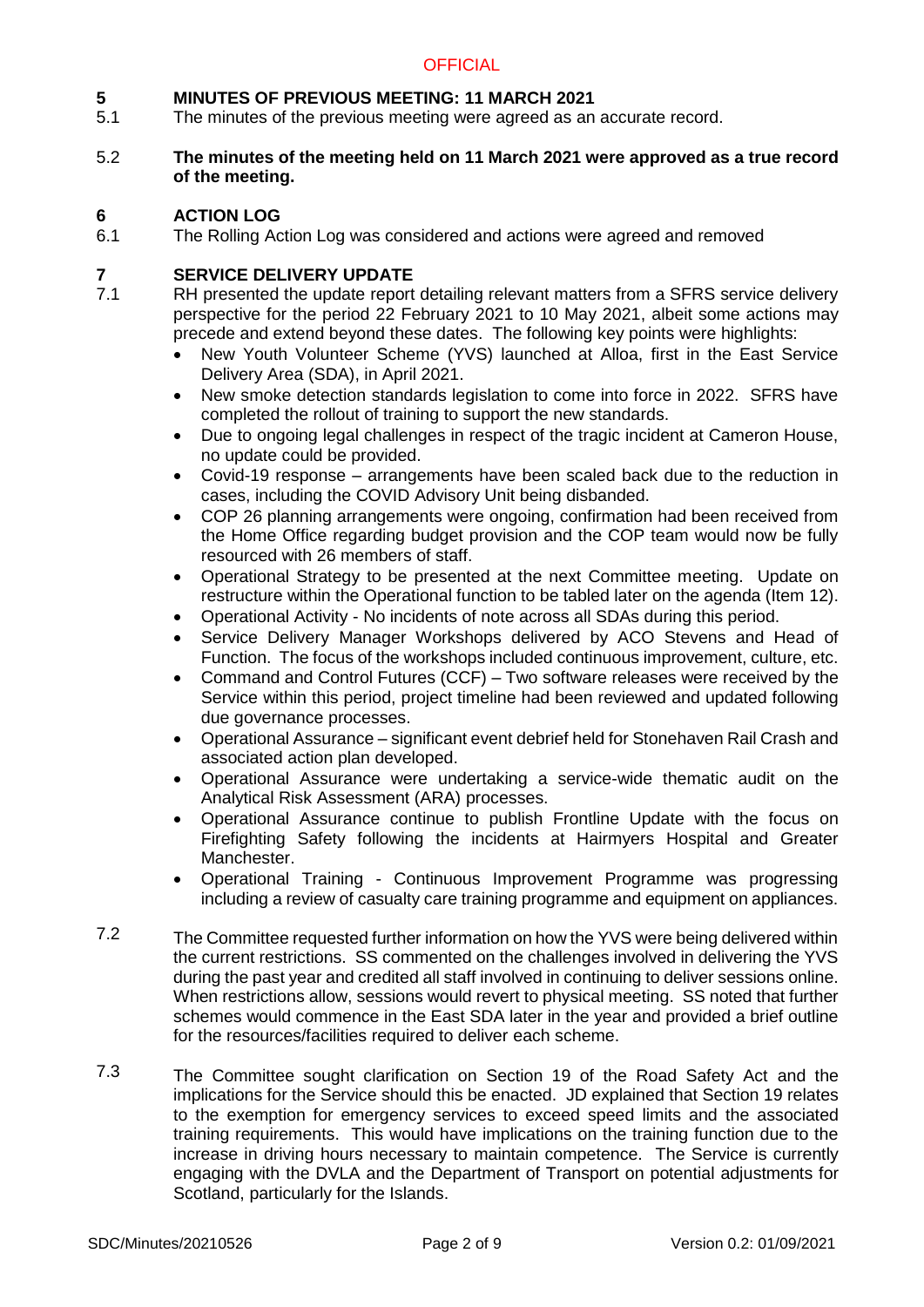## 5 MINUTES OF PREVIOUS MEETING: 11 MARCH 2021

5.1 The minutes of the previous meeting were agreed as an accurate record.

5.2 **The minutes of the meeting held on 11 March 2021 were approved as a true record of the meeting.**

## 6 ACTION LOG

6.1 The Rolling Action Log was considered and actions were agreed and removed

## 7 SERVICE DELIVERY UPDATE

7.1 RH presented the update report detailing relevant matters from a SFRS service delivery perspective for the period 22 February 2021 to 10 May 2021, albeit some actions may precede and extend beyond these dates. The following key points were highlighted:

- New Youth Volunteer Scheme (YVS) launched at Alloa, first in the East Service Delivery Area (SDA), in April 2021.
- New smoke detection standards legislation to come into force in 2022. SFRS have completed the rollout of training to support the new standards.
- Due to ongoing legal challenges in respect of the tragic incident at Cameron House, no update could be provided.
- Covid-19 response – arrangements have been scaled back due to the reduction in cases, including the COVID Advisory Unit being disbanded.
- COP 26 planning arrangements were ongoing, confirmation had been received from the Home Office regarding budget provision and the COP team would now be fully resourced with 26 members of staff.
- Operational Strategy to be presented at the next Committee meeting. Update on restructure within the Operational function to be tabled later on the agenda (Item 12).
- Operational Activity - No incidents of note across all SDAs during this period.
- Service Delivery Manager Workshops delivered by ACO Stevens and Head of Function. The focus of the workshops included continuous improvement, culture, etc.
- Command and Control Futures (CCF) – Two software releases were received by the Service within this period, project timeline had been reviewed and updated following due governance processes.
- Operational Assurance – significant event debrief held for Stonehaven Rail Crash and associated action plan developed.
- Operational Assurance were undertaking a service-wide thematic audit on the Analytical Risk Assessment (ARA) processes.
- Operational Assurance continue to publish Frontline Update with the focus on Firefighting Safety following the incidents at Hairmyers Hospital and Greater Manchester.
- Operational Training - Continuous Improvement Programme was progressing including a review of casualty care training programme and equipment on appliances.

7.2 The Committee requested further information on how the YVS were being delivered within the current restrictions. SS commented on the challenges involved in delivering the YVS during the past year and credited all staff involved in continuing to deliver sessions online. When restrictions allow, sessions would revert to physical meeting. SS noted that further schemes would commence in the East SDA later in the year and provided a brief outline for the resources/facilities required to deliver each scheme.

7.3 The Committee sought clarification on Section 19 of the Road Safety Act and the implications for the Service should this be enacted. JD explained that Section 19 relates to the exemption for emergency services to exceed speed limits and the associated training requirements. This would have implications on the training function due to the increase in driving hours necessary to maintain competence. The Service is currently engaging with the DVLA and the Department of Transport on potential adjustments for Scotland, particularly for the Islands.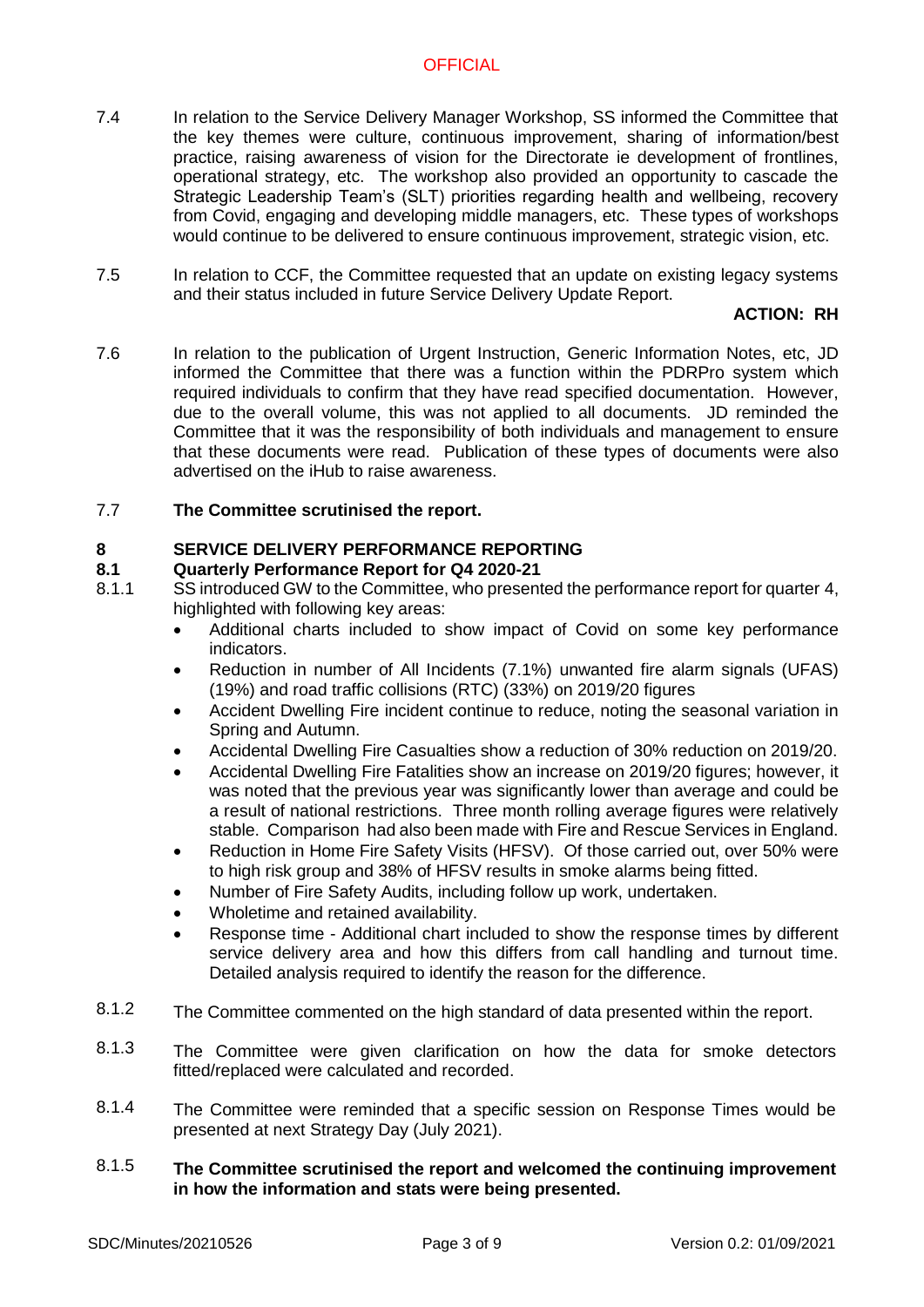7.4 In relation to the Service Delivery Manager Workshop, SS informed the Committee that the key themes were culture, continuous improvement, sharing of information/best practice, raising awareness of vision for the Directorate ie development of frontlines, operational strategy, etc. The workshop also provided an opportunity to cascade the Strategic Leadership Team's (SLT) priorities regarding health and wellbeing, recovery from Covid, engaging and developing middle managers, etc. These types of workshops would continue to be delivered to ensure continuous improvement, strategic vision, etc.

7.5 In relation to CCF, the Committee requested that an update on existing legacy systems and their status included in future Service Delivery Update Report.

**ACTION: RH**

7.6 In relation to the publication of Urgent Instruction, Generic Information Notes, etc, JD informed the Committee that there was a function within the PDRPro system which required individuals to confirm that they have read specified documentation. However, due to the overall volume, this was not applied to all documents. JD reminded the Committee that it was the responsibility of both individuals and management to ensure that these documents were read. Publication of these types of documents were also advertised on the iHub to raise awareness.

7.7 **The Committee scrutinised the report.**

## 8 SERVICE DELIVERY PERFORMANCE REPORTING

### 8.1 Quarterly Performance Report for Q4 2020-21

8.1.1 SS introduced GW to the Committee, who presented the performance report for quarter 4, highlighted with following key areas:

- Additional charts included to show impact of Covid on some key performance indicators.
- Reduction in number of All Incidents (7.1%) unwanted fire alarm signals (UFAS) (19%) and road traffic collisions (RTC) (33%) on 2019/20 figures
- Accident Dwelling Fire incident continue to reduce, noting the seasonal variation in Spring and Autumn.
- Accidental Dwelling Fire Casualties show a reduction of 30% reduction on 2019/20.
- Accidental Dwelling Fire Fatalities show an increase on 2019/20 figures; however, it was noted that the previous year was significantly lower than average and could be a result of national restrictions. Three month rolling average figures were relatively stable. Comparison had also been made with Fire and Rescue Services in England.
- Reduction in Home Fire Safety Visits (HFSV). Of those carried out, over 50% were to high risk group and 38% of HFSV results in smoke alarms being fitted.
- Number of Fire Safety Audits, including follow up work, undertaken.
- Wholetime and retained availability.
- Response time - Additional chart included to show the response times by different service delivery area and how this differs from call handling and turnout time. Detailed analysis required to identify the reason for the difference.

8.1.2 The Committee commented on the high standard of data presented within the report.

8.1.3 The Committee were given clarification on how the data for smoke detectors fitted/replaced were calculated and recorded.

8.1.4 The Committee were reminded that a specific session on Response Times would be presented at next Strategy Day (July 2021).

8.1.5 **The Committee scrutinised the report and welcomed the continuing improvement in how the information and stats were being presented.**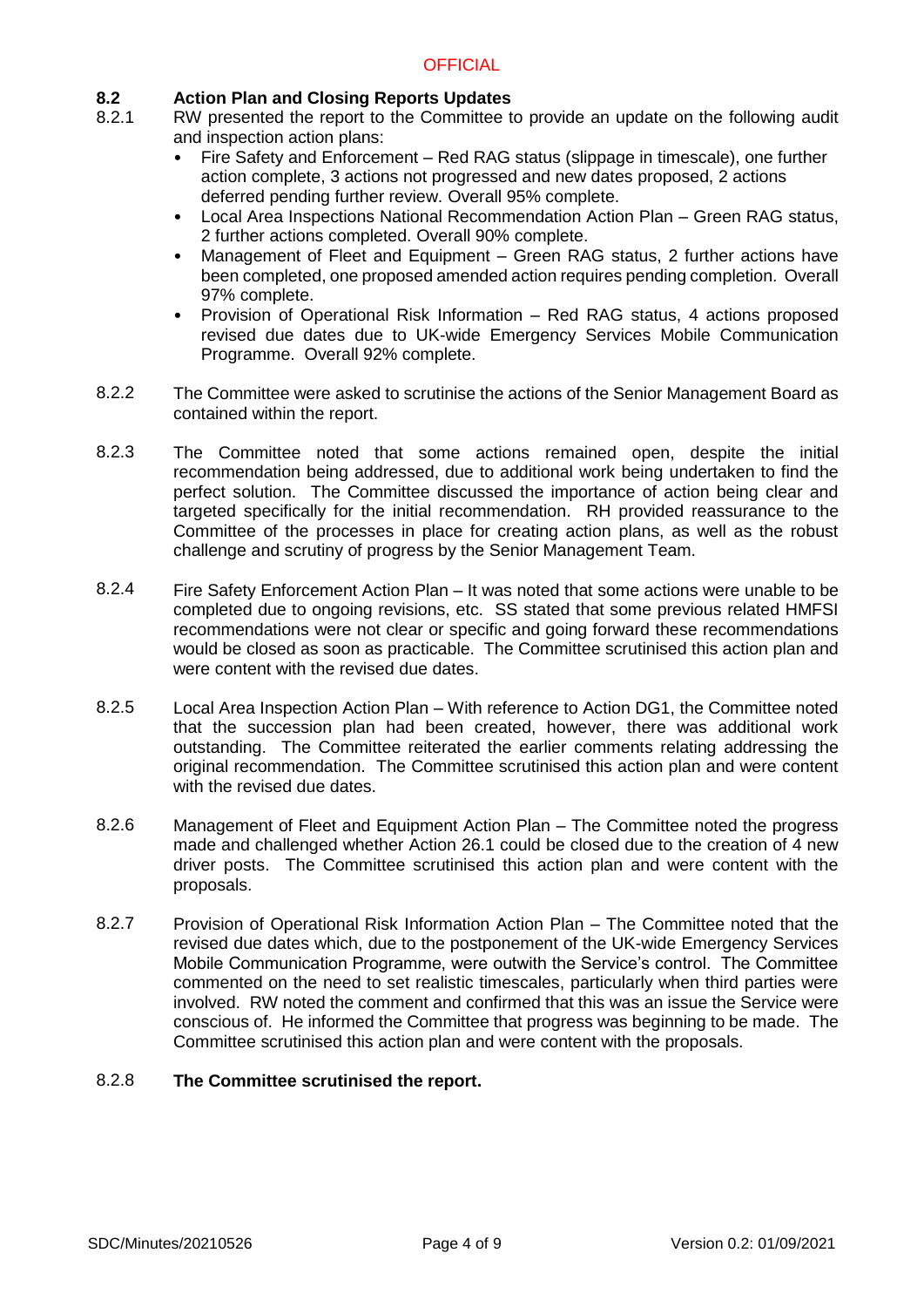## 8.2 Action Plan and Closing Reports Updates

8.2.1 RW presented the report to the Committee to provide an update on the following audit and inspection action plans:

- Fire Safety and Enforcement – Red RAG status (slippage in timescale), one further action complete, 3 actions not progressed and new dates proposed, 2 actions deferred pending further review. Overall 95% complete.
- Local Area Inspections National Recommendation Action Plan – Green RAG status, 2 further actions completed. Overall 90% complete.
- Management of Fleet and Equipment – Green RAG status, 2 further actions have been completed, one proposed amended action requires pending completion. Overall 97% complete.
- Provision of Operational Risk Information – Red RAG status, 4 actions proposed revised due dates due to UK-wide Emergency Services Mobile Communication Programme. Overall 92% complete.

8.2.2 The Committee were asked to scrutinise the actions of the Senior Management Board as contained within the report.

8.2.3 The Committee noted that some actions remained open, despite the initial recommendation being addressed, due to additional work being undertaken to find the perfect solution. The Committee discussed the importance of action being clear and targeted specifically for the initial recommendation. RH provided reassurance to the Committee of the processes in place for creating action plans, as well as the robust challenge and scrutiny of progress by the Senior Management Team.

8.2.4 Fire Safety Enforcement Action Plan – It was noted that some actions were unable to be completed due to ongoing revisions, etc. SS stated that some previous related HMFSI recommendations were not clear or specific and going forward these recommendations would be closed as soon as practicable. The Committee scrutinised this action plan and were content with the revised due dates.

8.2.5 Local Area Inspection Action Plan – With reference to Action DG1, the Committee noted that the succession plan had been created, however, there was additional work outstanding. The Committee reiterated the earlier comments relating addressing the original recommendation. The Committee scrutinised this action plan and were content with the revised due dates.

8.2.6 Management of Fleet and Equipment Action Plan – The Committee noted the progress made and challenged whether Action 26.1 could be closed due to the creation of 4 new driver posts. The Committee scrutinised this action plan and were content with the proposals.

8.2.7 Provision of Operational Risk Information Action Plan – The Committee noted that the revised due dates which, due to the postponement of the UK-wide Emergency Services Mobile Communication Programme, were outwith the Service's control. The Committee commented on the need to set realistic timescales, particularly when third parties were involved. RW noted the comment and confirmed that this was an issue the Service were conscious of. He informed the Committee that progress was beginning to be made. The Committee scrutinised this action plan and were content with the proposals.

8.2.8 **The Committee scrutinised the report.**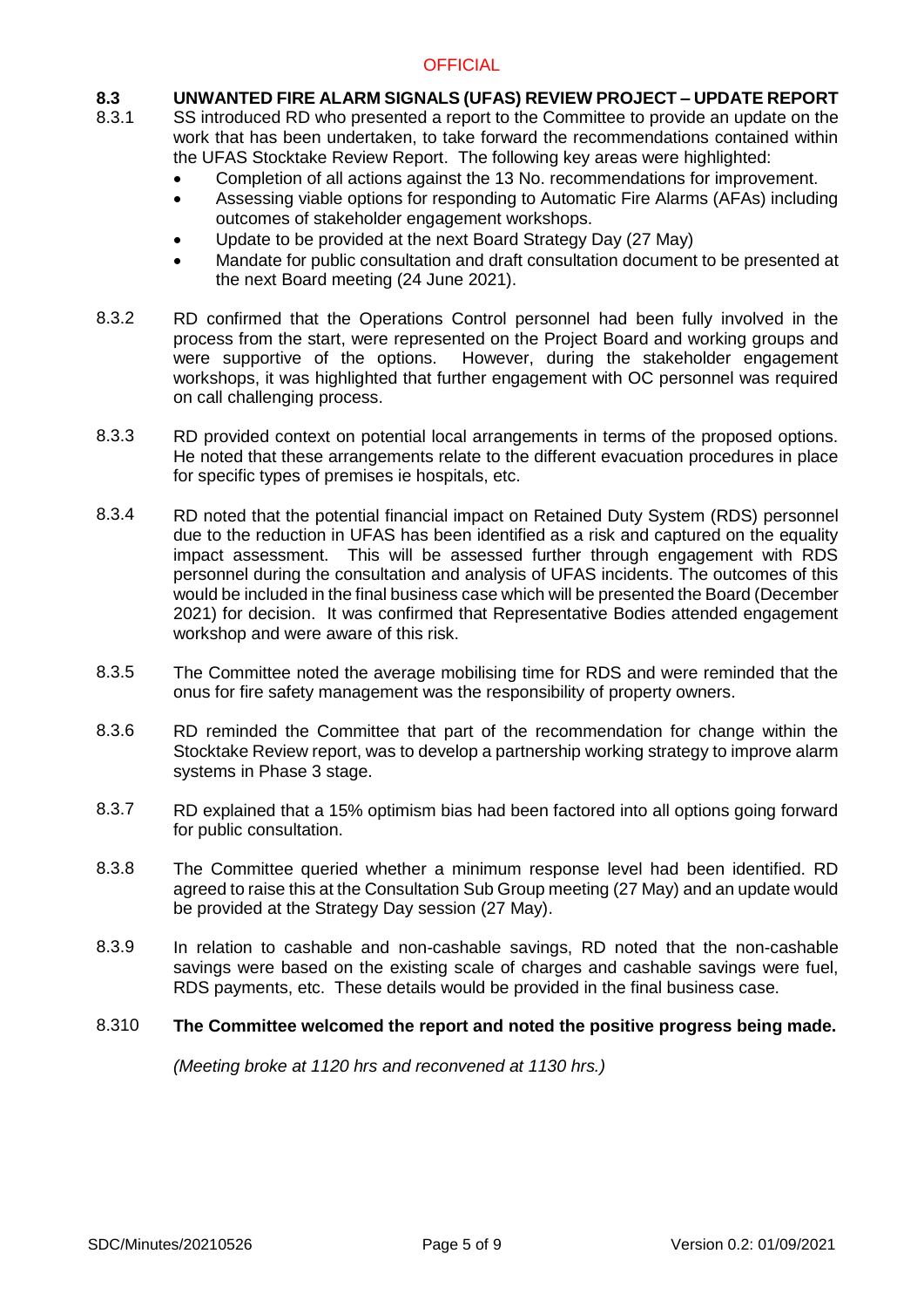### 8.3 UNWANTED FIRE ALARM SIGNALS (UFAS) REVIEW PROJECT – UPDATE REPORT

8.3.1 SS introduced RD who presented a report to the Committee to provide an update on the work that has been undertaken, to take forward the recommendations contained within the UFAS Stocktake Review Report. The following key areas were highlighted:

- Completion of all actions against the 13 No. recommendations for improvement.
- Assessing viable options for responding to Automatic Fire Alarms (AFAs) including outcomes of stakeholder engagement workshops.
- Update to be provided at the next Board Strategy Day (27 May)
- Mandate for public consultation and draft consultation document to be presented at the next Board meeting (24 June 2021).

8.3.2 RD confirmed that the Operations Control personnel had been fully involved in the process from the start, were represented on the Project Board and working groups and were supportive of the options. However, during the stakeholder engagement workshops, it was highlighted that further engagement with OC personnel was required on call challenging process.

8.3.3 RD provided context on potential local arrangements in terms of the proposed options. He noted that these arrangements relate to the different evacuation procedures in place for specific types of premises ie hospitals, etc.

8.3.4 RD noted that the potential financial impact on Retained Duty System (RDS) personnel due to the reduction in UFAS has been identified as a risk and captured on the equality impact assessment. This will be assessed further through engagement with RDS personnel during the consultation and analysis of UFAS incidents. The outcomes of this would be included in the final business case which will be presented the Board (December 2021) for decision. It was confirmed that Representative Bodies attended engagement workshop and were aware of this risk.

8.3.5 The Committee noted the average mobilising time for RDS and were reminded that the onus for fire safety management was the responsibility of property owners.

8.3.6 RD reminded the Committee that part of the recommendation for change within the Stocktake Review report, was to develop a partnership working strategy to improve alarm systems in Phase 3 stage.

8.3.7 RD explained that a 15% optimism bias had been factored into all options going forward for public consultation.

8.3.8 The Committee queried whether a minimum response level had been identified. RD agreed to raise this at the Consultation Sub Group meeting (27 May) and an update would be provided at the Strategy Day session (27 May).

8.3.9 In relation to cashable and non-cashable savings, RD noted that the non-cashable savings were based on the existing scale of charges and cashable savings were fuel, RDS payments, etc. These details would be provided in the final business case.

8.310 **The Committee welcomed the report and noted the positive progress being made.**

*(Meeting broke at 1120 hrs and reconvened at 1130 hrs.)*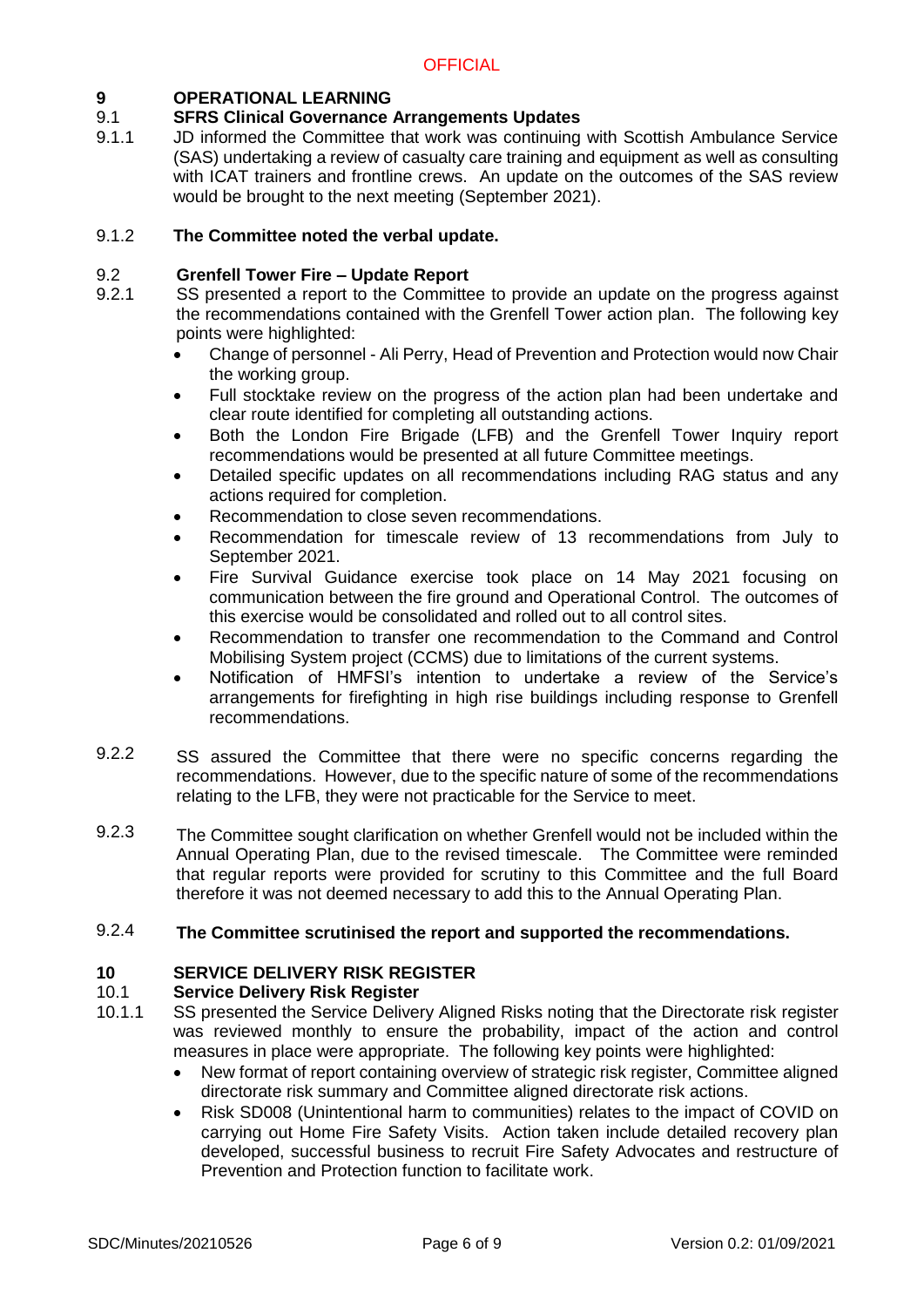## 9 OPERATIONAL LEARNING

### 9.1 SFRS Clinical Governance Arrangements Updates

9.1.1 JD informed the Committee that work was continuing with Scottish Ambulance Service (SAS) undertaking a review of casualty care training and equipment as well as consulting with ICAT trainers and frontline crews. An update on the outcomes of the SAS review would be brought to the next meeting (September 2021).

9.1.2 **The Committee noted the verbal update.**

### 9.2 Grenfell Tower Fire – Update Report

9.2.1 SS presented a report to the Committee to provide an update on the progress against the recommendations contained with the Grenfell Tower action plan. The following key points were highlighted:

- Change of personnel - Ali Perry, Head of Prevention and Protection would now Chair the working group.
- Full stocktake review on the progress of the action plan had been undertake and clear route identified for completing all outstanding actions.
- Both the London Fire Brigade (LFB) and the Grenfell Tower Inquiry report recommendations would be presented at all future Committee meetings.
- Detailed specific updates on all recommendations including RAG status and any actions required for completion.
- Recommendation to close seven recommendations.
- Recommendation for timescale review of 13 recommendations from July to September 2021.
- Fire Survival Guidance exercise took place on 14 May 2021 focusing on communication between the fire ground and Operational Control. The outcomes of this exercise would be consolidated and rolled out to all control sites.
- Recommendation to transfer one recommendation to the Command and Control Mobilising System project (CCMS) due to limitations of the current systems.
- Notification of HMFSI's intention to undertake a review of the Service's arrangements for firefighting in high rise buildings including response to Grenfell recommendations.

9.2.2 SS assured the Committee that there were no specific concerns regarding the recommendations. However, due to the specific nature of some of the recommendations relating to the LFB, they were not practicable for the Service to meet.

9.2.3 The Committee sought clarification on whether Grenfell would not be included within the Annual Operating Plan, due to the revised timescale. The Committee were reminded that regular reports were provided for scrutiny to this Committee and the full Board therefore it was not deemed necessary to add this to the Annual Operating Plan.

9.2.4 **The Committee scrutinised the report and supported the recommendations.**

## 10 SERVICE DELIVERY RISK REGISTER

### 10.1 Service Delivery Risk Register

10.1.1 SS presented the Service Delivery Aligned Risks noting that the Directorate risk register was reviewed monthly to ensure the probability, impact of the action and control measures in place were appropriate. The following key points were highlighted:

- New format of report containing overview of strategic risk register, Committee aligned directorate risk summary and Committee aligned directorate risk actions.
- Risk SD008 (Unintentional harm to communities) relates to the impact of COVID on carrying out Home Fire Safety Visits. Action taken include detailed recovery plan developed, successful business to recruit Fire Safety Advocates and restructure of Prevention and Protection function to facilitate work.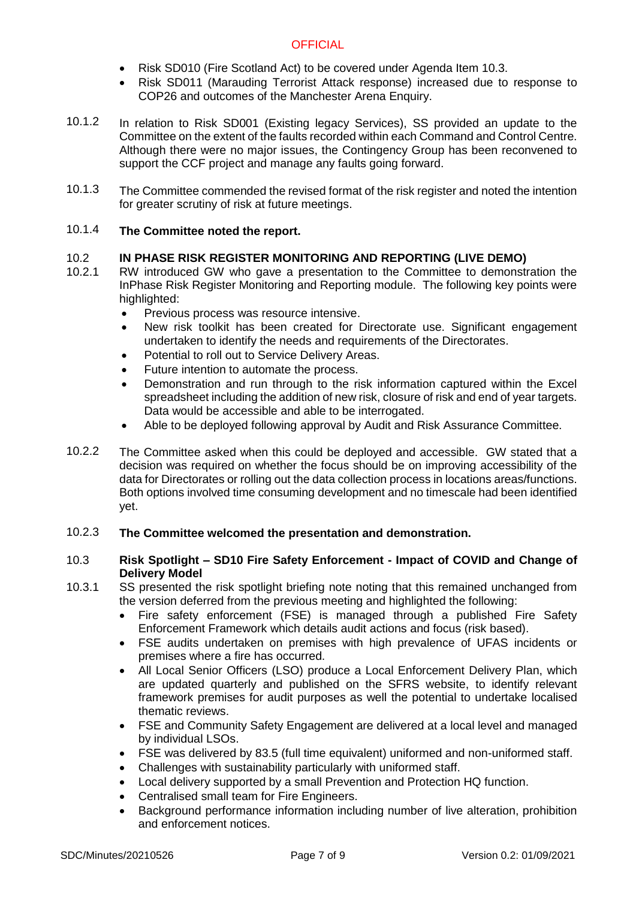- Risk SD010 (Fire Scotland Act) to be covered under Agenda Item 10.3.
- Risk SD011 (Marauding Terrorist Attack response) increased due to response to COP26 and outcomes of the Manchester Arena Enquiry.

10.1.2 In relation to Risk SD001 (Existing legacy Services), SS provided an update to the Committee on the extent of the faults recorded within each Command and Control Centre. Although there were no major issues, the Contingency Group has been reconvened to support the CCF project and manage any faults going forward.

10.1.3 The Committee commended the revised format of the risk register and noted the intention for greater scrutiny of risk at future meetings.

10.1.4 **The Committee noted the report.**

10.2 **IN PHASE RISK REGISTER MONITORING AND REPORTING (LIVE DEMO)**

10.2.1 RW introduced GW who gave a presentation to the Committee to demonstration the InPhase Risk Register Monitoring and Reporting module. The following key points were highlighted:

- Previous process was resource intensive.
- New risk toolkit has been created for Directorate use. Significant engagement undertaken to identify the needs and requirements of the Directorates.
- Potential to roll out to Service Delivery Areas.
- Future intention to automate the process.
- Demonstration and run through to the risk information captured within the Excel spreadsheet including the addition of new risk, closure of risk and end of year targets. Data would be accessible and able to be interrogated.
- Able to be deployed following approval by Audit and Risk Assurance Committee.

10.2.2 The Committee asked when this could be deployed and accessible. GW stated that a decision was required on whether the focus should be on improving accessibility of the data for Directorates or rolling out the data collection process in locations areas/functions. Both options involved time consuming development and no timescale had been identified yet.

10.2.3 **The Committee welcomed the presentation and demonstration.**

10.3 **Risk Spotlight – SD10 Fire Safety Enforcement - Impact of COVID and Change of Delivery Model**

10.3.1 SS presented the risk spotlight briefing note noting that this remained unchanged from the version deferred from the previous meeting and highlighted the following:

- Fire safety enforcement (FSE) is managed through a published Fire Safety Enforcement Framework which details audit actions and focus (risk based).
- FSE audits undertaken on premises with high prevalence of UFAS incidents or premises where a fire has occurred.
- All Local Senior Officers (LSO) produce a Local Enforcement Delivery Plan, which are updated quarterly and published on the SFRS website, to identify relevant framework premises for audit purposes as well the potential to undertake localised thematic reviews.
- FSE and Community Safety Engagement are delivered at a local level and managed by individual LSOs.
- FSE was delivered by 83.5 (full time equivalent) uniformed and non-uniformed staff.
- Challenges with sustainability particularly with uniformed staff.
- Local delivery supported by a small Prevention and Protection HQ function.
- Centralised small team for Fire Engineers.
- Background performance information including number of live alteration, prohibition and enforcement notices.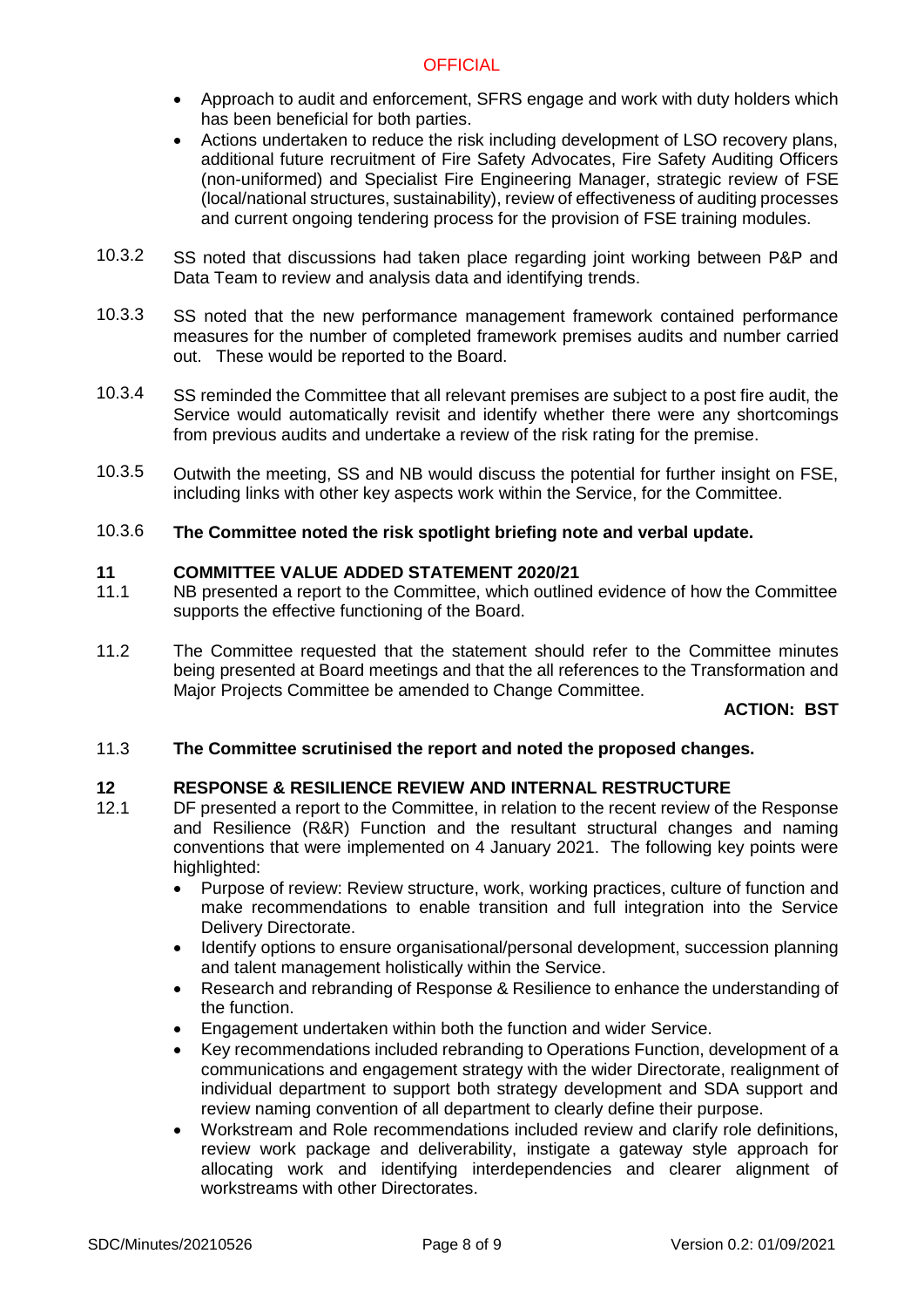- Approach to audit and enforcement, SFRS engage and work with duty holders which has been beneficial for both parties.
- Actions undertaken to reduce the risk including development of LSO recovery plans, additional future recruitment of Fire Safety Advocates, Fire Safety Auditing Officers (non-uniformed) and Specialist Fire Engineering Manager, strategic review of FSE (local/national structures, sustainability), review of effectiveness of auditing processes and current ongoing tendering process for the provision of FSE training modules.

10.3.2 SS noted that discussions had taken place regarding joint working between P&P and Data Team to review and analysis data and identifying trends.

10.3.3 SS noted that the new performance management framework contained performance measures for the number of completed framework premises audits and number carried out. These would be reported to the Board.

10.3.4 SS reminded the Committee that all relevant premises are subject to a post fire audit, the Service would automatically revisit and identify whether there were any shortcomings from previous audits and undertake a review of the risk rating for the premise.

10.3.5 Outwith the meeting, SS and NB would discuss the potential for further insight on FSE, including links with other key aspects work within the Service, for the Committee.

10.3.6 **The Committee noted the risk spotlight briefing note and verbal update.**

## 11 COMMITTEE VALUE ADDED STATEMENT 2020/21

11.1 NB presented a report to the Committee, which outlined evidence of how the Committee supports the effective functioning of the Board.

11.2 The Committee requested that the statement should refer to the Committee minutes being presented at Board meetings and that the all references to the Transformation and Major Projects Committee be amended to Change Committee.

**ACTION: BST**

11.3 **The Committee scrutinised the report and noted the proposed changes.**

## 12 RESPONSE & RESILIENCE REVIEW AND INTERNAL RESTRUCTURE

12.1 DF presented a report to the Committee, in relation to the recent review of the Response and Resilience (R&R) Function and the resultant structural changes and naming conventions that were implemented on 4 January 2021. The following key points were highlighted:

- Purpose of review: Review structure, work, working practices, culture of function and make recommendations to enable transition and full integration into the Service Delivery Directorate.
- Identify options to ensure organisational/personal development, succession planning and talent management holistically within the Service.
- Research and rebranding of Response & Resilience to enhance the understanding of the function.
- Engagement undertaken within both the function and wider Service.
- Key recommendations included rebranding to Operations Function, development of a communications and engagement strategy with the wider Directorate, realignment of individual department to support both strategy development and SDA support and review naming convention of all department to clearly define their purpose.
- Workstream and Role recommendations included review and clarify role definitions, review work package and deliverability, instigate a gateway style approach for allocating work and identifying interdependencies and clearer alignment of workstreams with other Directorates.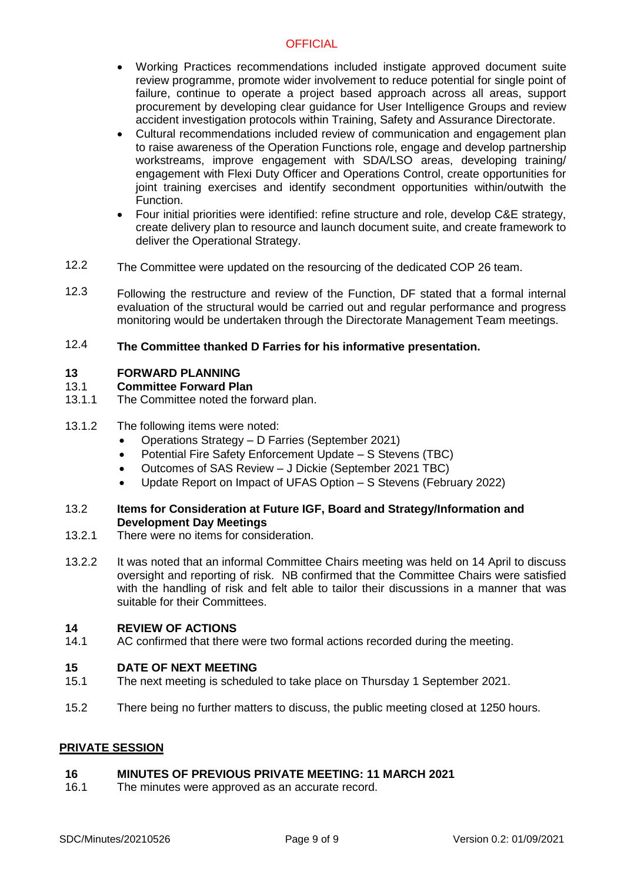- Working Practices recommendations included instigate approved document suite review programme, promote wider involvement to reduce potential for single point of failure, continue to operate a project based approach across all areas, support procurement by developing clear guidance for User Intelligence Groups and review accident investigation protocols within Training, Safety and Assurance Directorate.
- Cultural recommendations included review of communication and engagement plan to raise awareness of the Operation Functions role, engage and develop partnership workstreams, improve engagement with SDA/LSO areas, developing training/ engagement with Flexi Duty Officer and Operations Control, create opportunities for joint training exercises and identify secondment opportunities within/outwith the Function.
- Four initial priorities were identified: refine structure and role, develop C&E strategy, create delivery plan to resource and launch document suite, and create framework to deliver the Operational Strategy.

12.2 The Committee were updated on the resourcing of the dedicated COP 26 team.

12.3 Following the restructure and review of the Function, DF stated that a formal internal evaluation of the structural would be carried out and regular performance and progress monitoring would be undertaken through the Directorate Management Team meetings.

12.4 **The Committee thanked D Farries for his informative presentation.**

## 13 FORWARD PLANNING

### 13.1 Committee Forward Plan

13.1.1 The Committee noted the forward plan.

13.1.2 The following items were noted:

- Operations Strategy – D Farries (September 2021)
- Potential Fire Safety Enforcement Update – S Stevens (TBC)
- Outcomes of SAS Review – J Dickie (September 2021 TBC)
- Update Report on Impact of UFAS Option – S Stevens (February 2022)

### 13.2 Items for Consideration at Future IGF, Board and Strategy/Information and Development Day Meetings

13.2.1 There were no items for consideration.

13.2.2 It was noted that an informal Committee Chairs meeting was held on 14 April to discuss oversight and reporting of risk. NB confirmed that the Committee Chairs were satisfied with the handling of risk and felt able to tailor their discussions in a manner that was suitable for their Committees.

## 14 REVIEW OF ACTIONS

14.1 AC confirmed that there were two formal actions recorded during the meeting.

## 15 DATE OF NEXT MEETING

15.1 The next meeting is scheduled to take place on Thursday 1 September 2021.

15.2 There being no further matters to discuss, the public meeting closed at 1250 hours.

## PRIVATE SESSION

## 16 MINUTES OF PREVIOUS PRIVATE MEETING: 11 MARCH 2021

16.1 The minutes were approved as an accurate record.